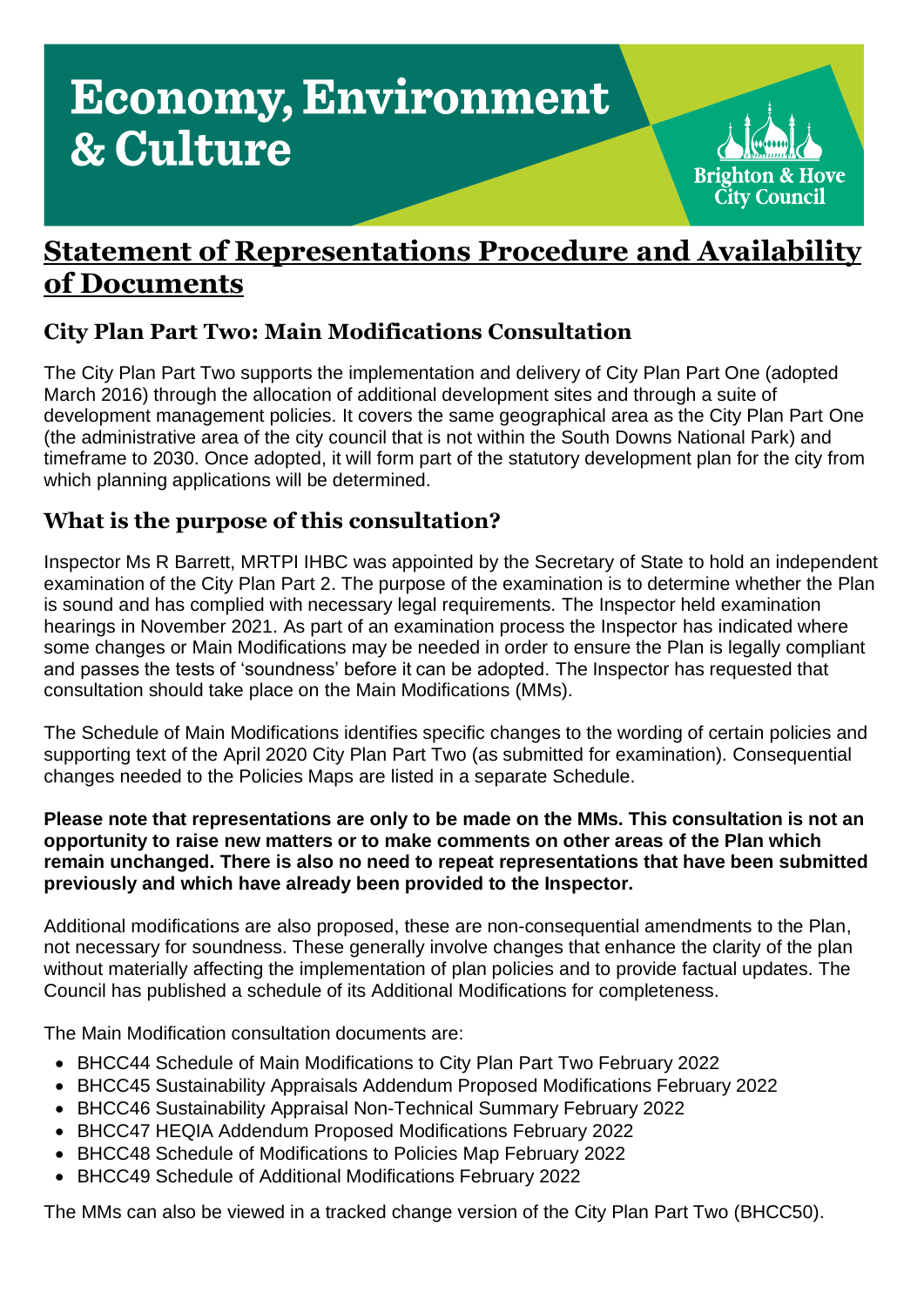# Economy, Environment & Culture

Brighton & Hove City Council

## Statement of Representations Procedure and Availability of Documents

### City Plan Part Two: Main Modifications Consultation

The City Plan Part Two supports the implementation and delivery of City Plan Part One (adopted March 2016) through the allocation of additional development sites and through a suite of development management policies. It covers the same geographical area as the City Plan Part One (the administrative area of the city council that is not within the South Downs National Park) and timeframe to 2030. Once adopted, it will form part of the statutory development plan for the city from which planning applications will be determined.

### What is the purpose of this consultation?

Inspector Ms R Barrett, MRTPI IHBC was appointed by the Secretary of State to hold an independent examination of the City Plan Part 2. The purpose of the examination is to determine whether the Plan is sound and has complied with necessary legal requirements. The Inspector held examination hearings in November 2021. As part of an examination process the Inspector has indicated where some changes or Main Modifications may be needed in order to ensure the Plan is legally compliant and passes the tests of 'soundness' before it can be adopted. The Inspector has requested that consultation should take place on the Main Modifications (MMs).

The Schedule of Main Modifications identifies specific changes to the wording of certain policies and supporting text of the April 2020 City Plan Part Two (as submitted for examination). Consequential changes needed to the Policies Maps are listed in a separate Schedule.

**Please note that representations are only to be made on the MMs. This consultation is not an opportunity to raise new matters or to make comments on other areas of the Plan which remain unchanged. There is also no need to repeat representations that have been submitted previously and which have already been provided to the Inspector.**

Additional modifications are also proposed, these are non-consequential amendments to the Plan, not necessary for soundness. These generally involve changes that enhance the clarity of the plan without materially affecting the implementation of plan policies and to provide factual updates. The Council has published a schedule of its Additional Modifications for completeness.

The Main Modification consultation documents are:

- BHCC44 Schedule of Main Modifications to City Plan Part Two February 2022
- BHCC45 Sustainability Appraisals Addendum Proposed Modifications February 2022
- BHCC46 Sustainability Appraisal Non-Technical Summary February 2022
- BHCC47 HEQIA Addendum Proposed Modifications February 2022
- BHCC48 Schedule of Modifications to Policies Map February 2022
- BHCC49 Schedule of Additional Modifications February 2022

The MMs can also be viewed in a tracked change version of the City Plan Part Two (BHCC50).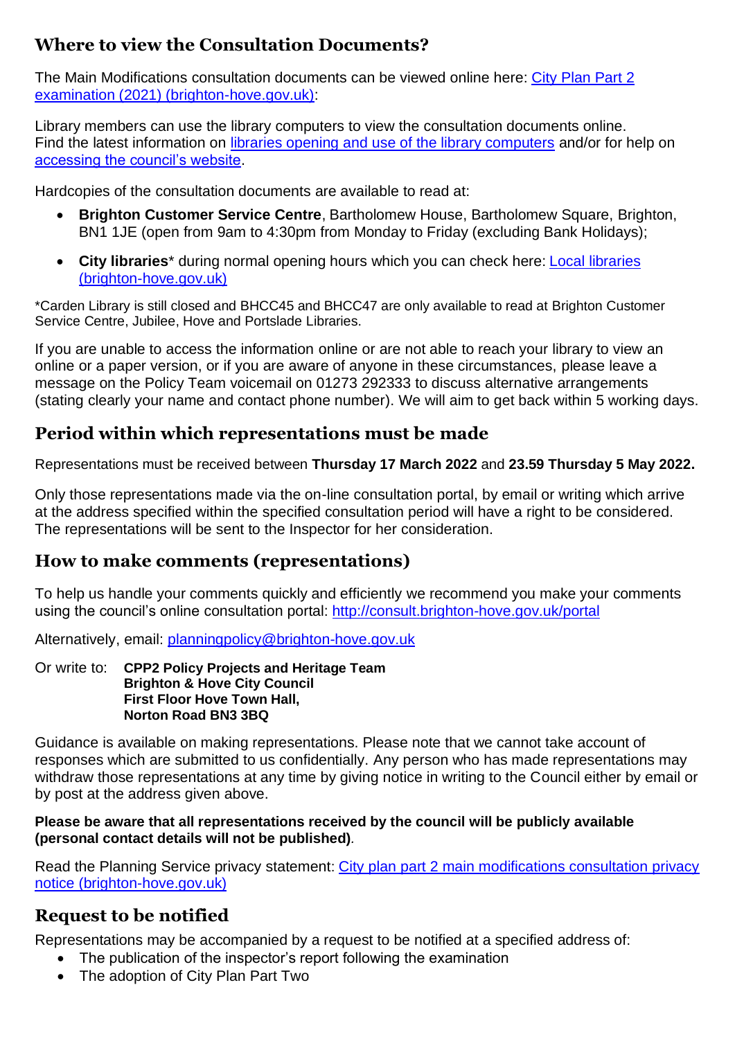## Where to view the Consultation Documents?

The Main Modifications consultation documents can be viewed online here: [City Plan Part 2 examination (2021) (brighton-hove.gov.uk)](#):

Library members can use the library computers to view the consultation documents online. Find the latest information on [libraries opening and use of the library computers](#) and/or for help on [accessing the council's website](#).

Hardcopies of the consultation documents are available to read at:

- **Brighton Customer Service Centre**, Bartholomew House, Bartholomew Square, Brighton, BN1 1JE (open from 9am to 4:30pm from Monday to Friday (excluding Bank Holidays);
- **City libraries*** during normal opening hours which you can check here: [Local libraries (brighton-hove.gov.uk)](#)

*Carden Library is still closed and BHCC45 and BHCC47 are only available to read at Brighton Customer Service Centre, Jubilee, Hove and Portslade Libraries.

If you are unable to access the information online or are not able to reach your library to view an online or a paper version, or if you are aware of anyone in these circumstances, please leave a message on the Policy Team voicemail on 01273 292333 to discuss alternative arrangements (stating clearly your name and contact phone number). We will aim to get back within 5 working days.

## Period within which representations must be made

Representations must be received between **Thursday 17 March 2022** and **23.59 Thursday 5 May 2022.**

Only those representations made via the on-line consultation portal, by email or writing which arrive at the address specified within the specified consultation period will have a right to be considered. The representations will be sent to the Inspector for her consideration.

## How to make comments (representations)

To help us handle your comments quickly and efficiently we recommend you make your comments using the council's online consultation portal: http://consult.brighton-hove.gov.uk/portal

Alternatively, email: planningpolicy@brighton-hove.gov.uk

Or write to: **CPP2 Policy Projects and Heritage Team**
**Brighton & Hove City Council**
**First Floor Hove Town Hall,**
**Norton Road BN3 3BQ**

Guidance is available on making representations. Please note that we cannot take account of responses which are submitted to us confidentially. Any person who has made representations may withdraw those representations at any time by giving notice in writing to the Council either by email or by post at the address given above.

**Please be aware that all representations received by the council will be publicly available (personal contact details will not be published)**.

Read the Planning Service privacy statement: [City plan part 2 main modifications consultation privacy notice (brighton-hove.gov.uk)](#)

## Request to be notified

Representations may be accompanied by a request to be notified at a specified address of:

- The publication of the inspector's report following the examination
- The adoption of City Plan Part Two